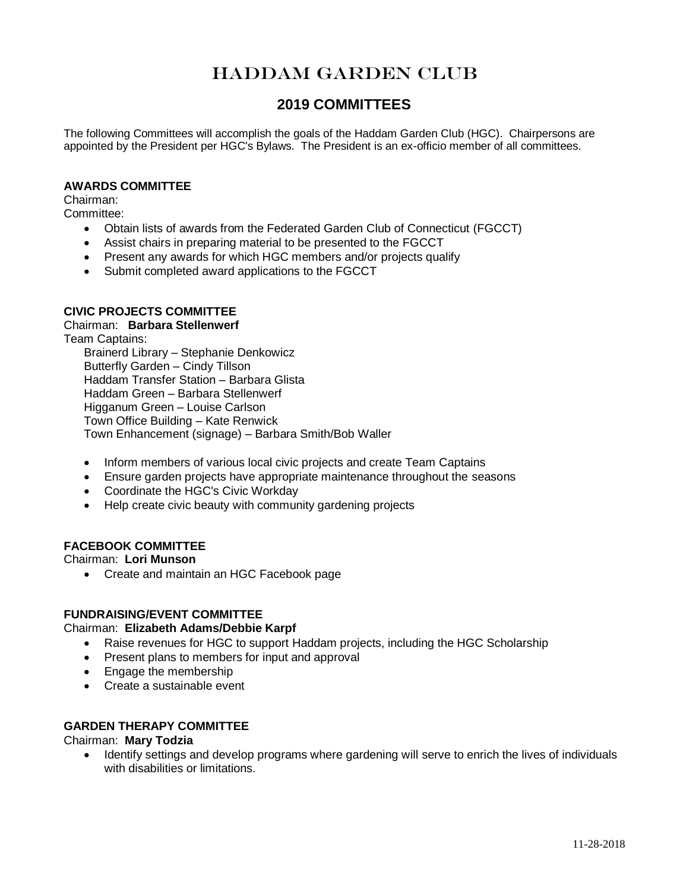# HADDAM GARDEN CLUB

## 2019 COMMITTEES

The following Committees will accomplish the goals of the Haddam Garden Club (HGC). Chairpersons are appointed by the President per HGC's Bylaws. The President is an ex-officio member of all committees.

### AWARDS COMMITTEE

Chairman:
Committee:

- Obtain lists of awards from the Federated Garden Club of Connecticut (FGCCT)
- Assist chairs in preparing material to be presented to the FGCCT
- Present any awards for which HGC members and/or projects qualify
- Submit completed award applications to the FGCCT

### CIVIC PROJECTS COMMITTEE

Chairman: **Barbara Stellenwerf**
Team Captains:
Brainerd Library – Stephanie Denkowicz
Butterfly Garden – Cindy Tillson
Haddam Transfer Station – Barbara Glista
Haddam Green – Barbara Stellenwerf
Higganum Green – Louise Carlson
Town Office Building – Kate Renwick
Town Enhancement (signage) – Barbara Smith/Bob Waller

- Inform members of various local civic projects and create Team Captains
- Ensure garden projects have appropriate maintenance throughout the seasons
- Coordinate the HGC's Civic Workday
- Help create civic beauty with community gardening projects

### FACEBOOK COMMITTEE

Chairman: **Lori Munson**

- Create and maintain an HGC Facebook page

### FUNDRAISING/EVENT COMMITTEE

Chairman: **Elizabeth Adams/Debbie Karpf**

- Raise revenues for HGC to support Haddam projects, including the HGC Scholarship
- Present plans to members for input and approval
- Engage the membership
- Create a sustainable event

### GARDEN THERAPY COMMITTEE

Chairman: **Mary Todzia**

- Identify settings and develop programs where gardening will serve to enrich the lives of individuals with disabilities or limitations.

11-28-2018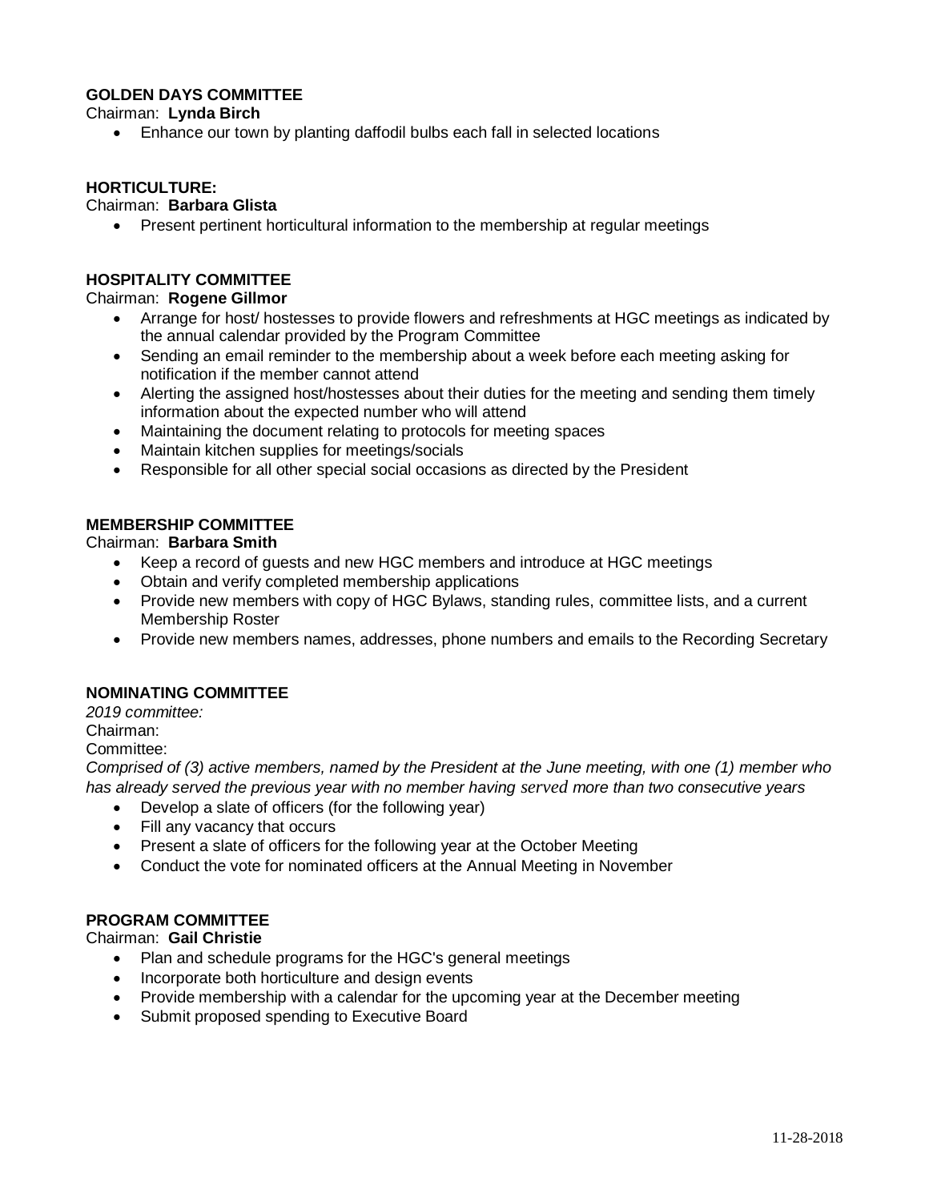**GOLDEN DAYS COMMITTEE**

Chairman: **Lynda Birch**

- Enhance our town by planting daffodil bulbs each fall in selected locations

**HORTICULTURE:**

Chairman: **Barbara Glista**

- Present pertinent horticultural information to the membership at regular meetings

**HOSPITALITY COMMITTEE**

Chairman: **Rogene Gillmor**

- Arrange for host/ hostesses to provide flowers and refreshments at HGC meetings as indicated by the annual calendar provided by the Program Committee
- Sending an email reminder to the membership about a week before each meeting asking for notification if the member cannot attend
- Alerting the assigned host/hostesses about their duties for the meeting and sending them timely information about the expected number who will attend
- Maintaining the document relating to protocols for meeting spaces
- Maintain kitchen supplies for meetings/socials
- Responsible for all other special social occasions as directed by the President

**MEMBERSHIP COMMITTEE**

Chairman: **Barbara Smith**

- Keep a record of guests and new HGC members and introduce at HGC meetings
- Obtain and verify completed membership applications
- Provide new members with copy of HGC Bylaws, standing rules, committee lists, and a current Membership Roster
- Provide new members names, addresses, phone numbers and emails to the Recording Secretary

**NOMINATING COMMITTEE**

*2019 committee:*

Chairman:

Committee:

*Comprised of (3) active members, named by the President at the June meeting, with one (1) member who has already served the previous year with no member having served more than two consecutive years*

- Develop a slate of officers (for the following year)
- Fill any vacancy that occurs
- Present a slate of officers for the following year at the October Meeting
- Conduct the vote for nominated officers at the Annual Meeting in November

**PROGRAM COMMITTEE**

Chairman: **Gail Christie**

- Plan and schedule programs for the HGC's general meetings
- Incorporate both horticulture and design events
- Provide membership with a calendar for the upcoming year at the December meeting
- Submit proposed spending to Executive Board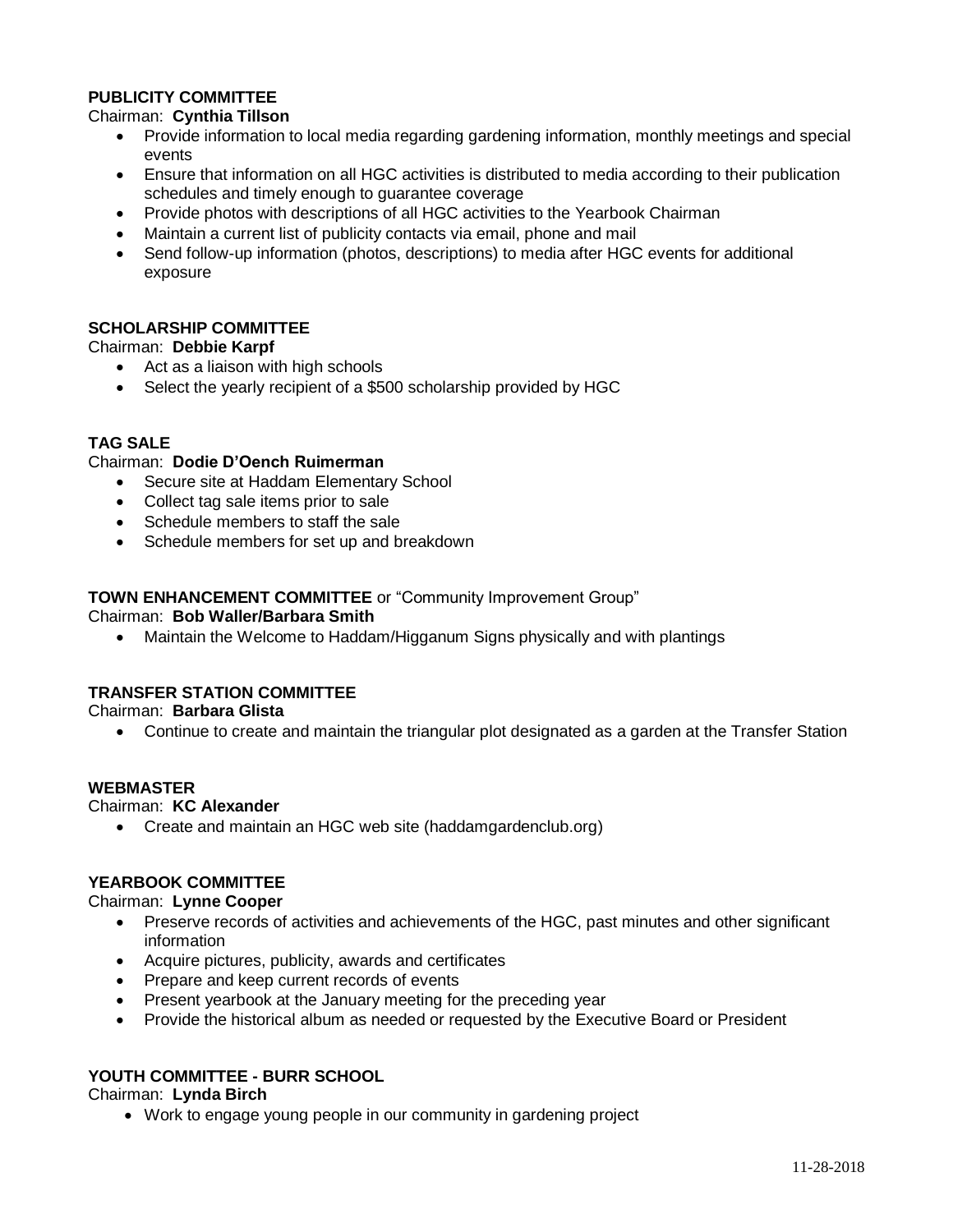**PUBLICITY COMMITTEE**

Chairman: **Cynthia Tillson**

- Provide information to local media regarding gardening information, monthly meetings and special events
- Ensure that information on all HGC activities is distributed to media according to their publication schedules and timely enough to guarantee coverage
- Provide photos with descriptions of all HGC activities to the Yearbook Chairman
- Maintain a current list of publicity contacts via email, phone and mail
- Send follow-up information (photos, descriptions) to media after HGC events for additional exposure

**SCHOLARSHIP COMMITTEE**

Chairman: **Debbie Karpf**

- Act as a liaison with high schools
- Select the yearly recipient of a $500 scholarship provided by HGC

**TAG SALE**

Chairman: **Dodie D'Oench Ruimerman**

- Secure site at Haddam Elementary School
- Collect tag sale items prior to sale
- Schedule members to staff the sale
- Schedule members for set up and breakdown

**TOWN ENHANCEMENT COMMITTEE** or "Community Improvement Group"

Chairman: **Bob Waller/Barbara Smith**

- Maintain the Welcome to Haddam/Higganum Signs physically and with plantings

**TRANSFER STATION COMMITTEE**

Chairman: **Barbara Glista**

- Continue to create and maintain the triangular plot designated as a garden at the Transfer Station

**WEBMASTER**

Chairman: **KC Alexander**

- Create and maintain an HGC web site (haddamgardenclub.org)

**YEARBOOK COMMITTEE**

Chairman: **Lynne Cooper**

- Preserve records of activities and achievements of the HGC, past minutes and other significant information
- Acquire pictures, publicity, awards and certificates
- Prepare and keep current records of events
- Present yearbook at the January meeting for the preceding year
- Provide the historical album as needed or requested by the Executive Board or President

**YOUTH COMMITTEE - BURR SCHOOL**

Chairman: **Lynda Birch**

- Work to engage young people in our community in gardening project

11-28-2018